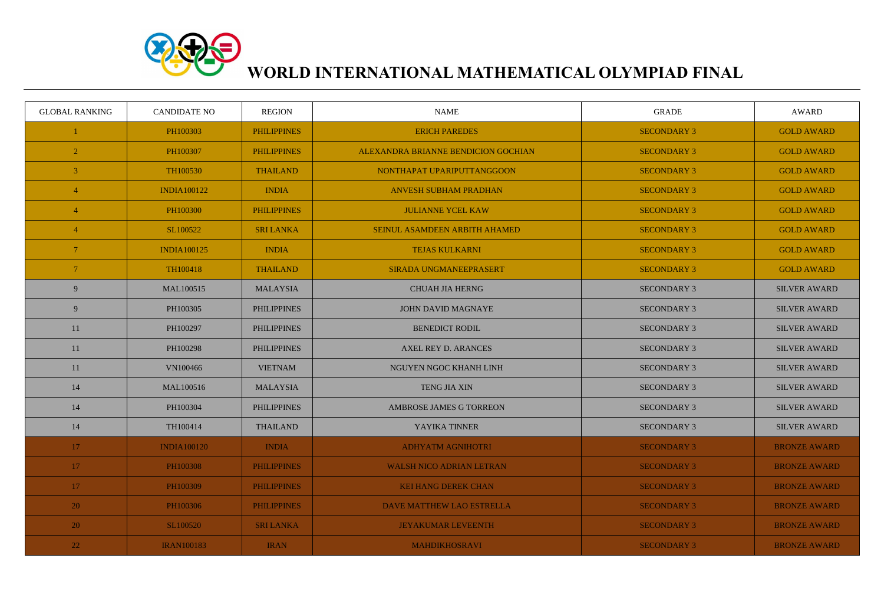# WORLD INTERNATIONAL MATHEMATICAL OLYMPIAD FINAL

| GLOBAL RANKING | CANDIDATE NO | REGION | NAME | GRADE | AWARD |
| --- | --- | --- | --- | --- | --- |
| 1 | PH100303 | PHILIPPINES | ERICH PAREDES | SECONDARY 3 | GOLD AWARD |
| 2 | PH100307 | PHILIPPINES | ALEXANDRA BRIANNE BENDICION GOCHIAN | SECONDARY 3 | GOLD AWARD |
| 3 | TH100530 | THAILAND | NONTHAPAT UPARIPUTTANGGOON | SECONDARY 3 | GOLD AWARD |
| 4 | INDIA100122 | INDIA | ANVESH SUBHAM PRADHAN | SECONDARY 3 | GOLD AWARD |
| 4 | PH100300 | PHILIPPINES | JULIANNE YCEL KAW | SECONDARY 3 | GOLD AWARD |
| 4 | SL100522 | SRI LANKA | SEINUL ASAMDEEN ARBITH AHAMED | SECONDARY 3 | GOLD AWARD |
| 7 | INDIA100125 | INDIA | TEJAS KULKARNI | SECONDARY 3 | GOLD AWARD |
| 7 | TH100418 | THAILAND | SIRADA UNGMANEEPRASERT | SECONDARY 3 | GOLD AWARD |
| 9 | MAL100515 | MALAYSIA | CHUAH JIA HERNG | SECONDARY 3 | SILVER AWARD |
| 9 | PH100305 | PHILIPPINES | JOHN DAVID MAGNAYE | SECONDARY 3 | SILVER AWARD |
| 11 | PH100297 | PHILIPPINES | BENEDICT RODIL | SECONDARY 3 | SILVER AWARD |
| 11 | PH100298 | PHILIPPINES | AXEL REY D. ARANCES | SECONDARY 3 | SILVER AWARD |
| 11 | VN100466 | VIETNAM | NGUYEN NGOC KHANH LINH | SECONDARY 3 | SILVER AWARD |
| 14 | MAL100516 | MALAYSIA | TENG JIA XIN | SECONDARY 3 | SILVER AWARD |
| 14 | PH100304 | PHILIPPINES | AMBROSE JAMES G TORREON | SECONDARY 3 | SILVER AWARD |
| 14 | TH100414 | THAILAND | YAYIKA TINNER | SECONDARY 3 | SILVER AWARD |
| 17 | INDIA100120 | INDIA | ADHYATM AGNIHOTRI | SECONDARY 3 | BRONZE AWARD |
| 17 | PH100308 | PHILIPPINES | WALSH NICO ADRIAN LETRAN | SECONDARY 3 | BRONZE AWARD |
| 17 | PH100309 | PHILIPPINES | KEI HANG DEREK CHAN | SECONDARY 3 | BRONZE AWARD |
| 20 | PH100306 | PHILIPPINES | DAVE MATTHEW LAO ESTRELLA | SECONDARY 3 | BRONZE AWARD |
| 20 | SL100520 | SRI LANKA | JEYAKUMAR LEVEENTH | SECONDARY 3 | BRONZE AWARD |
| 22 | IRAN100183 | IRAN | MAHDIKHOSRAVI | SECONDARY 3 | BRONZE AWARD |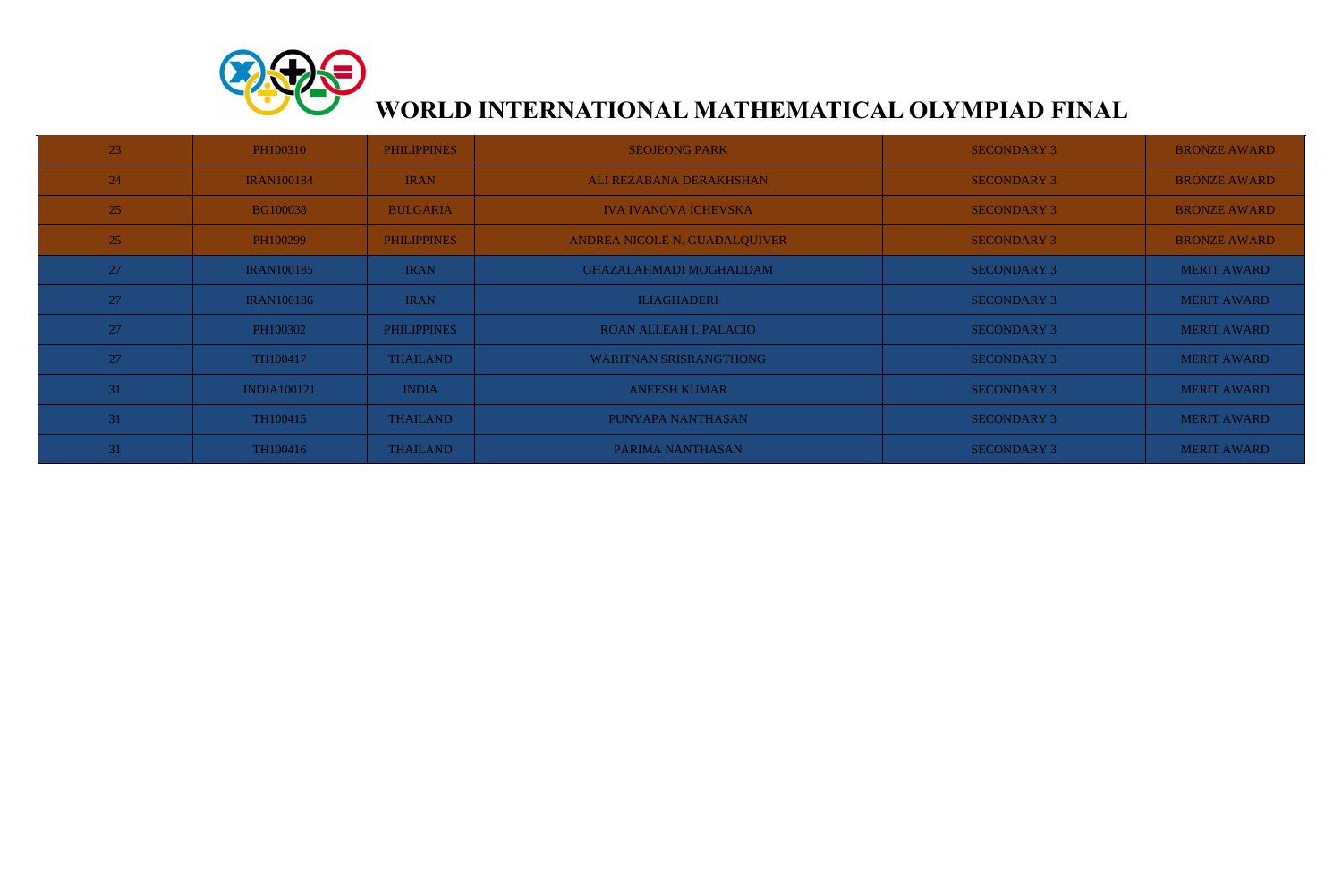# WORLD INTERNATIONAL MATHEMATICAL OLYMPIAD FINAL

| | | | | | |
|---|---|---|---|---|---|
| 23 | PH100310 | PHILIPPINES | SEOJEONG PARK | SECONDARY 3 | BRONZE AWARD |
| 24 | IRAN100184 | IRAN | ALI REZABANA DERAKHSHAN | SECONDARY 3 | BRONZE AWARD |
| 25 | BG100038 | BULGARIA | IVA IVANOVA ICHEVSKA | SECONDARY 3 | BRONZE AWARD |
| 25 | PH100299 | PHILIPPINES | ANDREA NICOLE N. GUADALQUIVER | SECONDARY 3 | BRONZE AWARD |
| 27 | IRAN100185 | IRAN | GHAZALAHMADI MOGHADDAM | SECONDARY 3 | MERIT AWARD |
| 27 | IRAN100186 | IRAN | ILIAGHADERI | SECONDARY 3 | MERIT AWARD |
| 27 | PH100302 | PHILIPPINES | ROAN ALLEAH I. PALACIO | SECONDARY 3 | MERIT AWARD |
| 27 | TH100417 | THAILAND | WARITNAN SRISRANGTHONG | SECONDARY 3 | MERIT AWARD |
| 31 | INDIA100121 | INDIA | ANEESH KUMAR | SECONDARY 3 | MERIT AWARD |
| 31 | TH100415 | THAILAND | PUNYAPA NANTHASAN | SECONDARY 3 | MERIT AWARD |
| 31 | TH100416 | THAILAND | PARIMA NANTHASAN | SECONDARY 3 | MERIT AWARD |